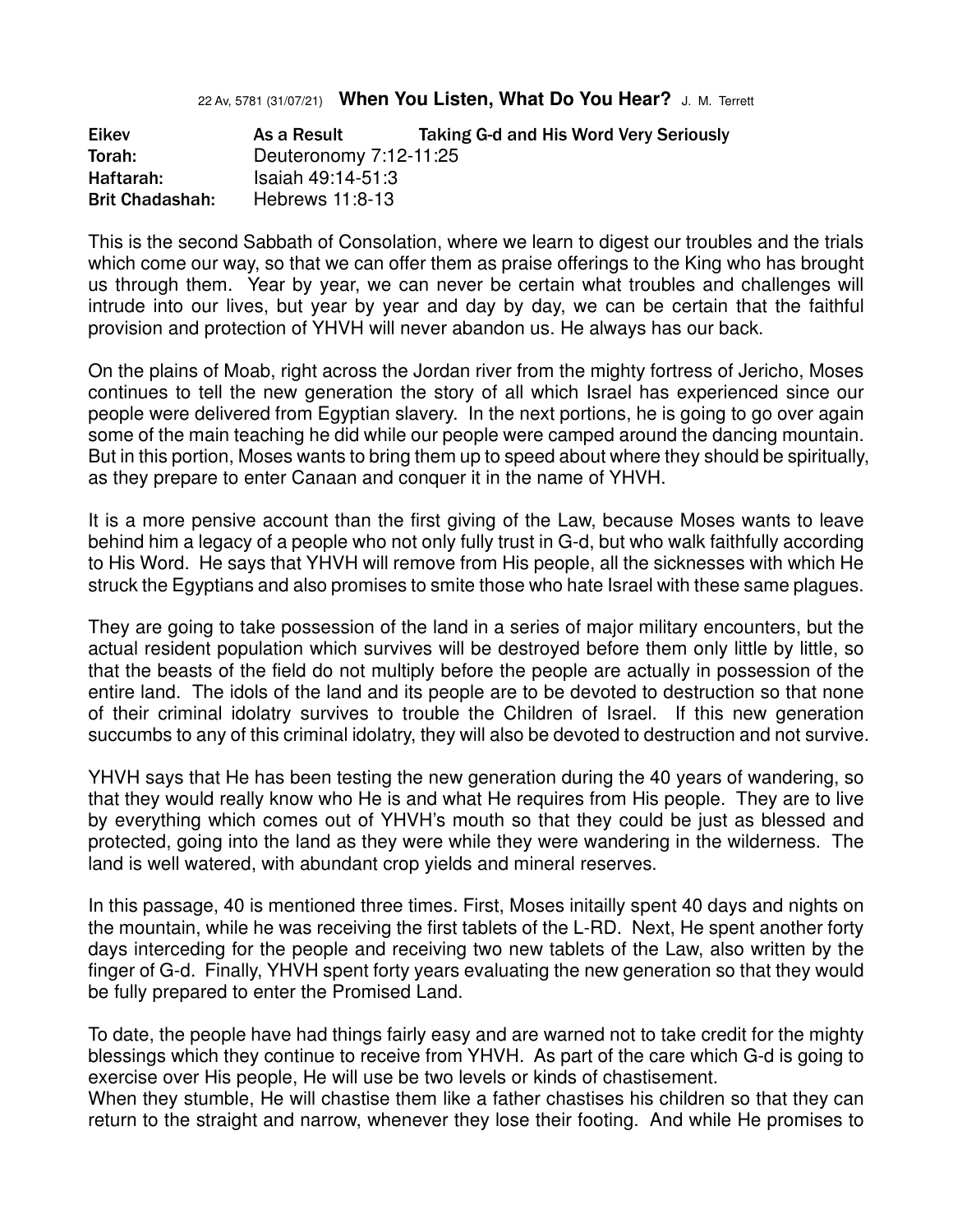22 Av, 5781 (31/07/21) **When You Listen, What Do You Hear?** J. M. Terrett

| | | |
|---|---|---|
| **Eikev** | **As a Result** | **Taking G-d and His Word Very Seriously** |
| **Torah:** | Deuteronomy 7:12-11:25 | |
| **Haftarah:** | Isaiah 49:14-51:3 | |
| **Brit Chadashah:** | Hebrews 11:8-13 | |

This is the second Sabbath of Consolation, where we learn to digest our troubles and the trials which come our way, so that we can offer them as praise offerings to the King who has brought us through them. Year by year, we can never be certain what troubles and challenges will intrude into our lives, but year by year and day by day, we can be certain that the faithful provision and protection of YHVH will never abandon us. He always has our back.

On the plains of Moab, right across the Jordan river from the mighty fortress of Jericho, Moses continues to tell the new generation the story of all which Israel has experienced since our people were delivered from Egyptian slavery. In the next portions, he is going to go over again some of the main teaching he did while our people were camped around the dancing mountain. But in this portion, Moses wants to bring them up to speed about where they should be spiritually, as they prepare to enter Canaan and conquer it in the name of YHVH.

It is a more pensive account than the first giving of the Law, because Moses wants to leave behind him a legacy of a people who not only fully trust in G-d, but who walk faithfully according to His Word. He says that YHVH will remove from His people, all the sicknesses with which He struck the Egyptians and also promises to smite those who hate Israel with these same plagues.

They are going to take possession of the land in a series of major military encounters, but the actual resident population which survives will be destroyed before them only little by little, so that the beasts of the field do not multiply before the people are actually in possession of the entire land. The idols of the land and its people are to be devoted to destruction so that none of their criminal idolatry survives to trouble the Children of Israel. If this new generation succumbs to any of this criminal idolatry, they will also be devoted to destruction and not survive.

YHVH says that He has been testing the new generation during the 40 years of wandering, so that they would really know who He is and what He requires from His people. They are to live by everything which comes out of YHVH's mouth so that they could be just as blessed and protected, going into the land as they were while they were wandering in the wilderness. The land is well watered, with abundant crop yields and mineral reserves.

In this passage, 40 is mentioned three times. First, Moses initailly spent 40 days and nights on the mountain, while he was receiving the first tablets of the L-RD. Next, He spent another forty days interceding for the people and receiving two new tablets of the Law, also written by the finger of G-d. Finally, YHVH spent forty years evaluating the new generation so that they would be fully prepared to enter the Promised Land.

To date, the people have had things fairly easy and are warned not to take credit for the mighty blessings which they continue to receive from YHVH. As part of the care which G-d is going to exercise over His people, He will use be two levels or kinds of chastisement.
When they stumble, He will chastise them like a father chastises his children so that they can return to the straight and narrow, whenever they lose their footing. And while He promises to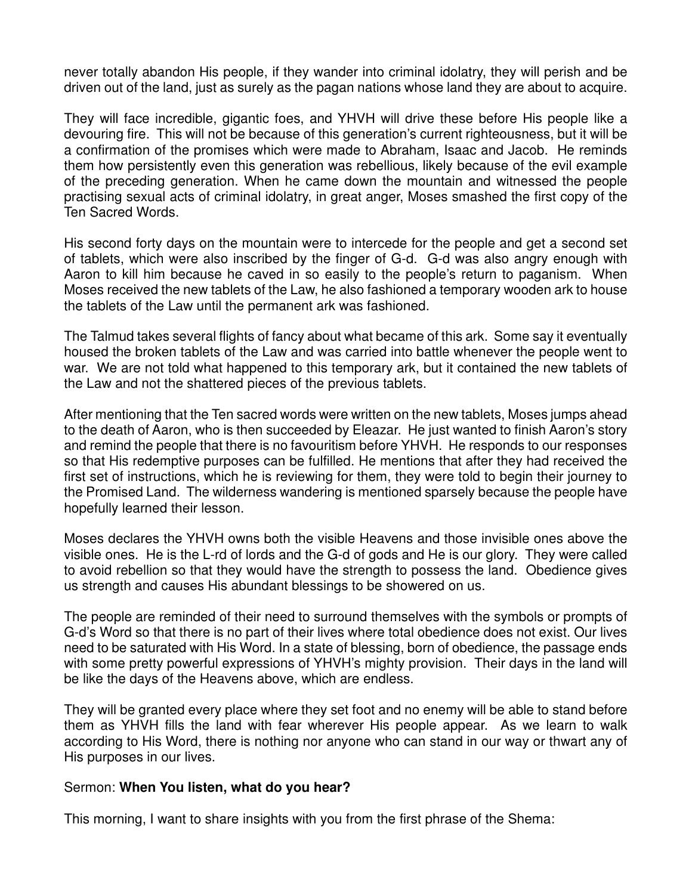never totally abandon His people, if they wander into criminal idolatry, they will perish and be driven out of the land, just as surely as the pagan nations whose land they are about to acquire.

They will face incredible, gigantic foes, and YHVH will drive these before His people like a devouring fire. This will not be because of this generation's current righteousness, but it will be a confirmation of the promises which were made to Abraham, Isaac and Jacob. He reminds them how persistently even this generation was rebellious, likely because of the evil example of the preceding generation. When he came down the mountain and witnessed the people practising sexual acts of criminal idolatry, in great anger, Moses smashed the first copy of the Ten Sacred Words.

His second forty days on the mountain were to intercede for the people and get a second set of tablets, which were also inscribed by the finger of G-d. G-d was also angry enough with Aaron to kill him because he caved in so easily to the people's return to paganism. When Moses received the new tablets of the Law, he also fashioned a temporary wooden ark to house the tablets of the Law until the permanent ark was fashioned.

The Talmud takes several flights of fancy about what became of this ark. Some say it eventually housed the broken tablets of the Law and was carried into battle whenever the people went to war. We are not told what happened to this temporary ark, but it contained the new tablets of the Law and not the shattered pieces of the previous tablets.

After mentioning that the Ten sacred words were written on the new tablets, Moses jumps ahead to the death of Aaron, who is then succeeded by Eleazar. He just wanted to finish Aaron's story and remind the people that there is no favouritism before YHVH. He responds to our responses so that His redemptive purposes can be fulfilled. He mentions that after they had received the first set of instructions, which he is reviewing for them, they were told to begin their journey to the Promised Land. The wilderness wandering is mentioned sparsely because the people have hopefully learned their lesson.

Moses declares the YHVH owns both the visible Heavens and those invisible ones above the visible ones. He is the L-rd of lords and the G-d of gods and He is our glory. They were called to avoid rebellion so that they would have the strength to possess the land. Obedience gives us strength and causes His abundant blessings to be showered on us.

The people are reminded of their need to surround themselves with the symbols or prompts of G-d's Word so that there is no part of their lives where total obedience does not exist. Our lives need to be saturated with His Word. In a state of blessing, born of obedience, the passage ends with some pretty powerful expressions of YHVH's mighty provision. Their days in the land will be like the days of the Heavens above, which are endless.

They will be granted every place where they set foot and no enemy will be able to stand before them as YHVH fills the land with fear wherever His people appear. As we learn to walk according to His Word, there is nothing nor anyone who can stand in our way or thwart any of His purposes in our lives.

Sermon: **When You listen, what do you hear?**

This morning, I want to share insights with you from the first phrase of the Shema: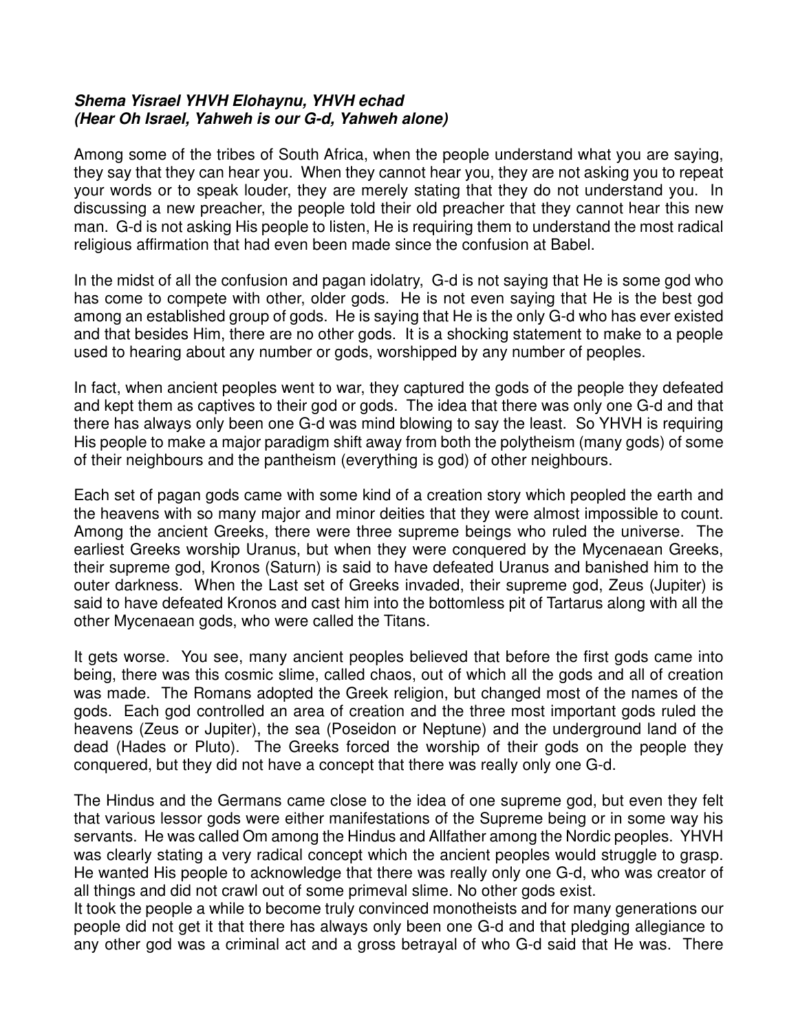***Shema Yisrael YHVH Elohaynu, YHVH echad***
***(Hear Oh Israel, Yahweh is our G-d, Yahweh alone)***

Among some of the tribes of South Africa, when the people understand what you are saying, they say that they can hear you. When they cannot hear you, they are not asking you to repeat your words or to speak louder, they are merely stating that they do not understand you. In discussing a new preacher, the people told their old preacher that they cannot hear this new man. G-d is not asking His people to listen, He is requiring them to understand the most radical religious affirmation that had even been made since the confusion at Babel.

In the midst of all the confusion and pagan idolatry, G-d is not saying that He is some god who has come to compete with other, older gods. He is not even saying that He is the best god among an established group of gods. He is saying that He is the only G-d who has ever existed and that besides Him, there are no other gods. It is a shocking statement to make to a people used to hearing about any number or gods, worshipped by any number of peoples.

In fact, when ancient peoples went to war, they captured the gods of the people they defeated and kept them as captives to their god or gods. The idea that there was only one G-d and that there has always only been one G-d was mind blowing to say the least. So YHVH is requiring His people to make a major paradigm shift away from both the polytheism (many gods) of some of their neighbours and the pantheism (everything is god) of other neighbours.

Each set of pagan gods came with some kind of a creation story which peopled the earth and the heavens with so many major and minor deities that they were almost impossible to count. Among the ancient Greeks, there were three supreme beings who ruled the universe. The earliest Greeks worship Uranus, but when they were conquered by the Mycenaean Greeks, their supreme god, Kronos (Saturn) is said to have defeated Uranus and banished him to the outer darkness. When the Last set of Greeks invaded, their supreme god, Zeus (Jupiter) is said to have defeated Kronos and cast him into the bottomless pit of Tartarus along with all the other Mycenaean gods, who were called the Titans.

It gets worse. You see, many ancient peoples believed that before the first gods came into being, there was this cosmic slime, called chaos, out of which all the gods and all of creation was made. The Romans adopted the Greek religion, but changed most of the names of the gods. Each god controlled an area of creation and the three most important gods ruled the heavens (Zeus or Jupiter), the sea (Poseidon or Neptune) and the underground land of the dead (Hades or Pluto). The Greeks forced the worship of their gods on the people they conquered, but they did not have a concept that there was really only one G-d.

The Hindus and the Germans came close to the idea of one supreme god, but even they felt that various lessor gods were either manifestations of the Supreme being or in some way his servants. He was called Om among the Hindus and Allfather among the Nordic peoples. YHVH was clearly stating a very radical concept which the ancient peoples would struggle to grasp. He wanted His people to acknowledge that there was really only one G-d, who was creator of all things and did not crawl out of some primeval slime. No other gods exist.
It took the people a while to become truly convinced monotheists and for many generations our people did not get it that there has always only been one G-d and that pledging allegiance to any other god was a criminal act and a gross betrayal of who G-d said that He was. There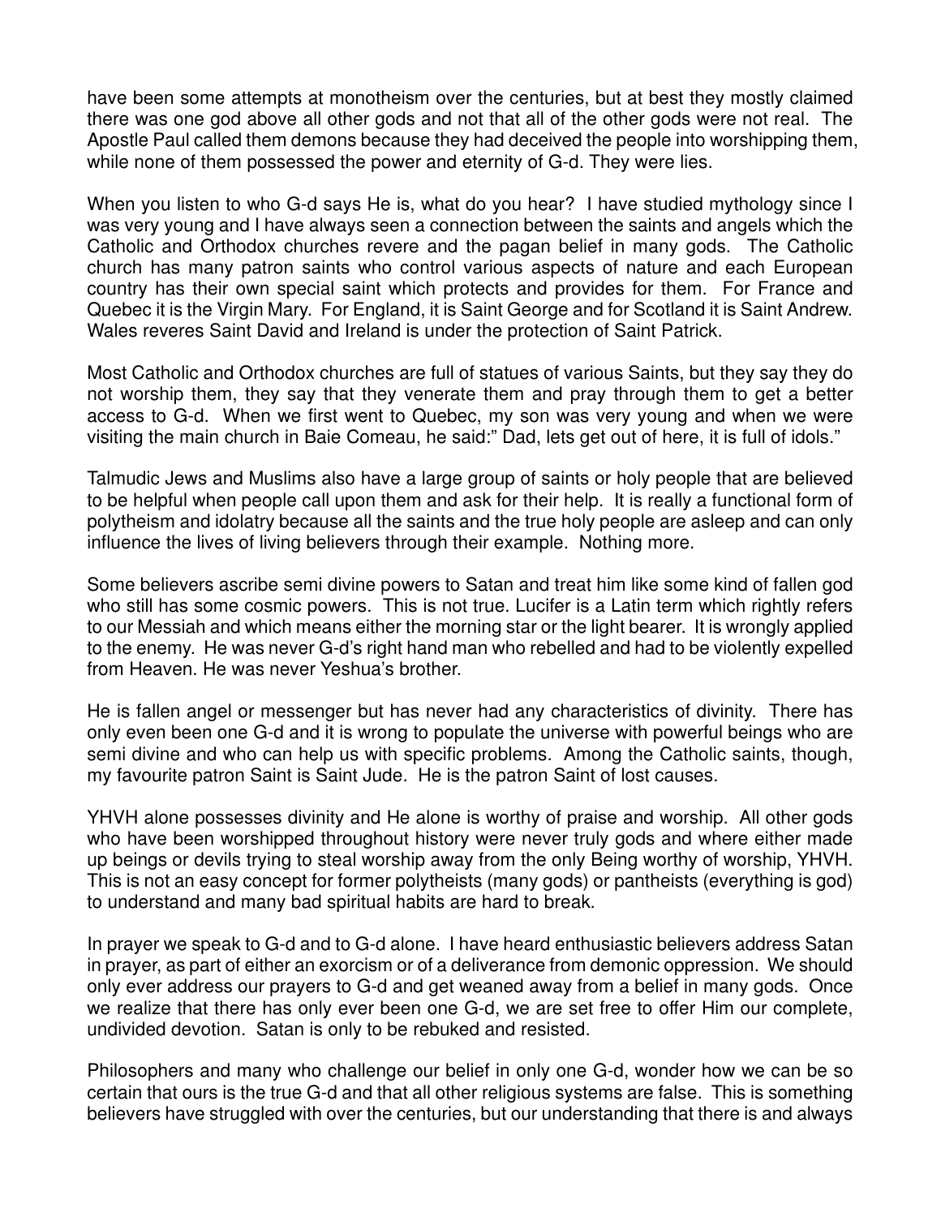have been some attempts at monotheism over the centuries, but at best they mostly claimed there was one god above all other gods and not that all of the other gods were not real. The Apostle Paul called them demons because they had deceived the people into worshipping them, while none of them possessed the power and eternity of G-d. They were lies.

When you listen to who G-d says He is, what do you hear? I have studied mythology since I was very young and I have always seen a connection between the saints and angels which the Catholic and Orthodox churches revere and the pagan belief in many gods. The Catholic church has many patron saints who control various aspects of nature and each European country has their own special saint which protects and provides for them. For France and Quebec it is the Virgin Mary. For England, it is Saint George and for Scotland it is Saint Andrew. Wales reveres Saint David and Ireland is under the protection of Saint Patrick.

Most Catholic and Orthodox churches are full of statues of various Saints, but they say they do not worship them, they say that they venerate them and pray through them to get a better access to G-d. When we first went to Quebec, my son was very young and when we were visiting the main church in Baie Comeau, he said:" Dad, lets get out of here, it is full of idols."

Talmudic Jews and Muslims also have a large group of saints or holy people that are believed to be helpful when people call upon them and ask for their help. It is really a functional form of polytheism and idolatry because all the saints and the true holy people are asleep and can only influence the lives of living believers through their example. Nothing more.

Some believers ascribe semi divine powers to Satan and treat him like some kind of fallen god who still has some cosmic powers. This is not true. Lucifer is a Latin term which rightly refers to our Messiah and which means either the morning star or the light bearer. It is wrongly applied to the enemy. He was never G-d's right hand man who rebelled and had to be violently expelled from Heaven. He was never Yeshua's brother.

He is fallen angel or messenger but has never had any characteristics of divinity. There has only even been one G-d and it is wrong to populate the universe with powerful beings who are semi divine and who can help us with specific problems. Among the Catholic saints, though, my favourite patron Saint is Saint Jude. He is the patron Saint of lost causes.

YHVH alone possesses divinity and He alone is worthy of praise and worship. All other gods who have been worshipped throughout history were never truly gods and where either made up beings or devils trying to steal worship away from the only Being worthy of worship, YHVH. This is not an easy concept for former polytheists (many gods) or pantheists (everything is god) to understand and many bad spiritual habits are hard to break.

In prayer we speak to G-d and to G-d alone. I have heard enthusiastic believers address Satan in prayer, as part of either an exorcism or of a deliverance from demonic oppression. We should only ever address our prayers to G-d and get weaned away from a belief in many gods. Once we realize that there has only ever been one G-d, we are set free to offer Him our complete, undivided devotion. Satan is only to be rebuked and resisted.

Philosophers and many who challenge our belief in only one G-d, wonder how we can be so certain that ours is the true G-d and that all other religious systems are false. This is something believers have struggled with over the centuries, but our understanding that there is and always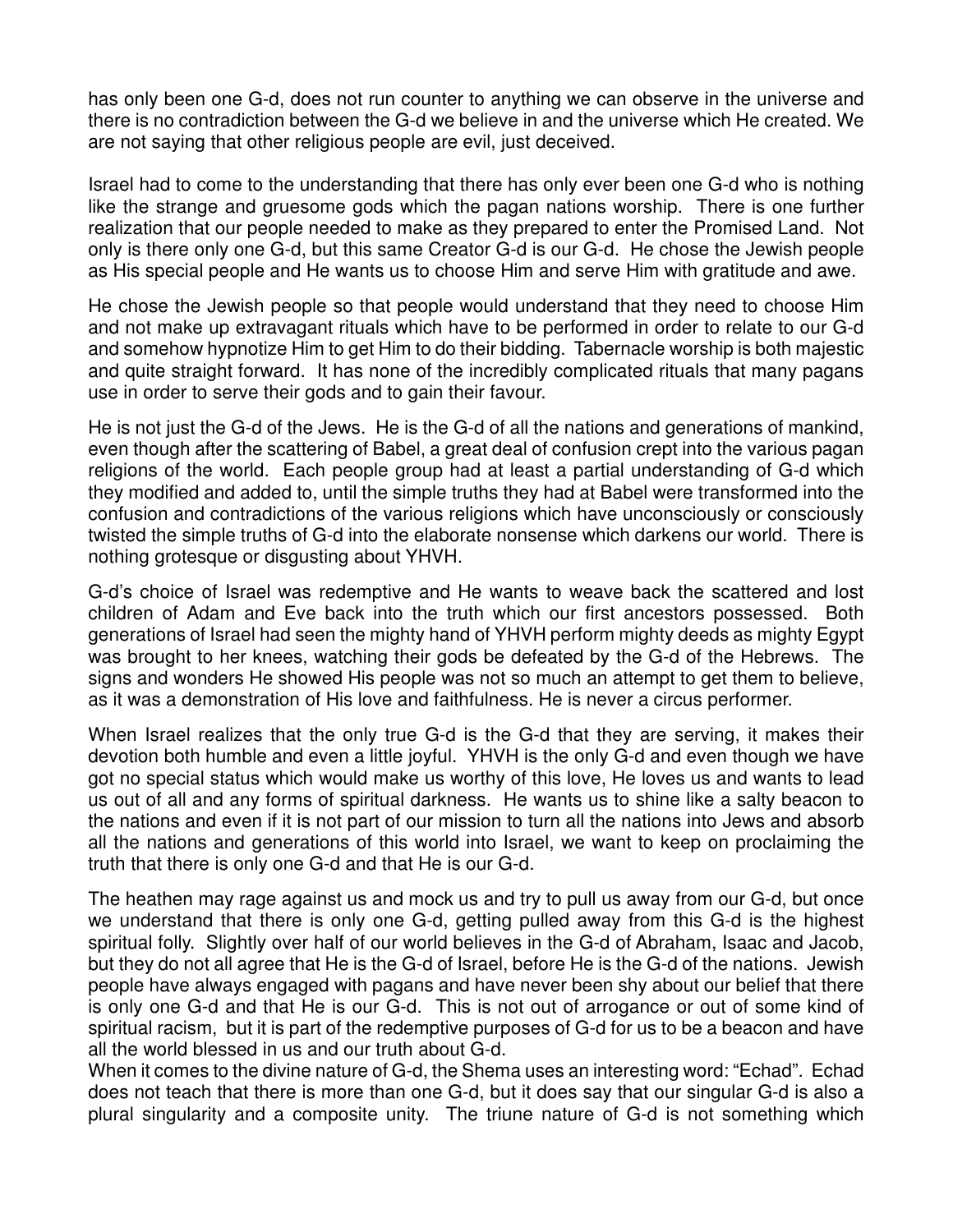has only been one G-d, does not run counter to anything we can observe in the universe and there is no contradiction between the G-d we believe in and the universe which He created. We are not saying that other religious people are evil, just deceived.

Israel had to come to the understanding that there has only ever been one G-d who is nothing like the strange and gruesome gods which the pagan nations worship. There is one further realization that our people needed to make as they prepared to enter the Promised Land. Not only is there only one G-d, but this same Creator G-d is our G-d. He chose the Jewish people as His special people and He wants us to choose Him and serve Him with gratitude and awe.

He chose the Jewish people so that people would understand that they need to choose Him and not make up extravagant rituals which have to be performed in order to relate to our G-d and somehow hypnotize Him to get Him to do their bidding. Tabernacle worship is both majestic and quite straight forward. It has none of the incredibly complicated rituals that many pagans use in order to serve their gods and to gain their favour.

He is not just the G-d of the Jews. He is the G-d of all the nations and generations of mankind, even though after the scattering of Babel, a great deal of confusion crept into the various pagan religions of the world. Each people group had at least a partial understanding of G-d which they modified and added to, until the simple truths they had at Babel were transformed into the confusion and contradictions of the various religions which have unconsciously or consciously twisted the simple truths of G-d into the elaborate nonsense which darkens our world. There is nothing grotesque or disgusting about YHVH.

G-d's choice of Israel was redemptive and He wants to weave back the scattered and lost children of Adam and Eve back into the truth which our first ancestors possessed. Both generations of Israel had seen the mighty hand of YHVH perform mighty deeds as mighty Egypt was brought to her knees, watching their gods be defeated by the G-d of the Hebrews. The signs and wonders He showed His people was not so much an attempt to get them to believe, as it was a demonstration of His love and faithfulness. He is never a circus performer.

When Israel realizes that the only true G-d is the G-d that they are serving, it makes their devotion both humble and even a little joyful. YHVH is the only G-d and even though we have got no special status which would make us worthy of this love, He loves us and wants to lead us out of all and any forms of spiritual darkness. He wants us to shine like a salty beacon to the nations and even if it is not part of our mission to turn all the nations into Jews and absorb all the nations and generations of this world into Israel, we want to keep on proclaiming the truth that there is only one G-d and that He is our G-d.

The heathen may rage against us and mock us and try to pull us away from our G-d, but once we understand that there is only one G-d, getting pulled away from this G-d is the highest spiritual folly. Slightly over half of our world believes in the G-d of Abraham, Isaac and Jacob, but they do not all agree that He is the G-d of Israel, before He is the G-d of the nations. Jewish people have always engaged with pagans and have never been shy about our belief that there is only one G-d and that He is our G-d. This is not out of arrogance or out of some kind of spiritual racism, but it is part of the redemptive purposes of G-d for us to be a beacon and have all the world blessed in us and our truth about G-d.

When it comes to the divine nature of G-d, the Shema uses an interesting word: "Echad". Echad does not teach that there is more than one G-d, but it does say that our singular G-d is also a plural singularity and a composite unity. The triune nature of G-d is not something which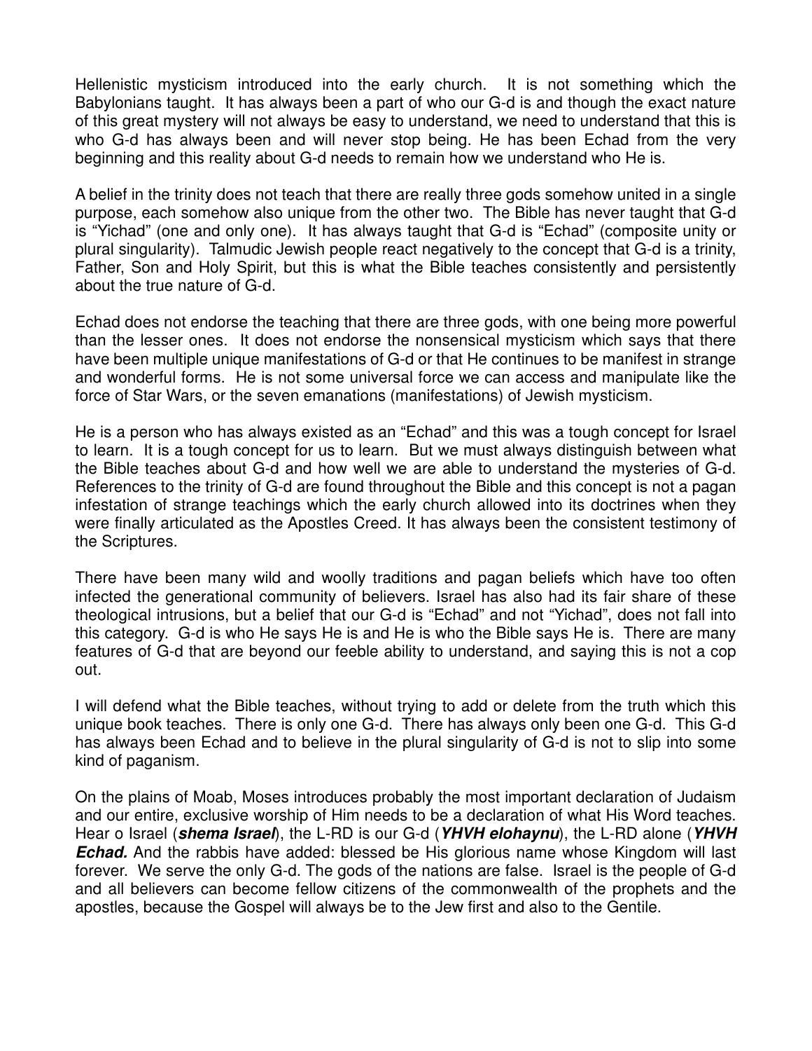Hellenistic mysticism introduced into the early church. It is not something which the Babylonians taught. It has always been a part of who our G-d is and though the exact nature of this great mystery will not always be easy to understand, we need to understand that this is who G-d has always been and will never stop being. He has been Echad from the very beginning and this reality about G-d needs to remain how we understand who He is.

A belief in the trinity does not teach that there are really three gods somehow united in a single purpose, each somehow also unique from the other two. The Bible has never taught that G-d is "Yichad" (one and only one). It has always taught that G-d is "Echad" (composite unity or plural singularity). Talmudic Jewish people react negatively to the concept that G-d is a trinity, Father, Son and Holy Spirit, but this is what the Bible teaches consistently and persistently about the true nature of G-d.

Echad does not endorse the teaching that there are three gods, with one being more powerful than the lesser ones. It does not endorse the nonsensical mysticism which says that there have been multiple unique manifestations of G-d or that He continues to be manifest in strange and wonderful forms. He is not some universal force we can access and manipulate like the force of Star Wars, or the seven emanations (manifestations) of Jewish mysticism.

He is a person who has always existed as an "Echad" and this was a tough concept for Israel to learn. It is a tough concept for us to learn. But we must always distinguish between what the Bible teaches about G-d and how well we are able to understand the mysteries of G-d. References to the trinity of G-d are found throughout the Bible and this concept is not a pagan infestation of strange teachings which the early church allowed into its doctrines when they were finally articulated as the Apostles Creed. It has always been the consistent testimony of the Scriptures.

There have been many wild and woolly traditions and pagan beliefs which have too often infected the generational community of believers. Israel has also had its fair share of these theological intrusions, but a belief that our G-d is "Echad" and not "Yichad", does not fall into this category. G-d is who He says He is and He is who the Bible says He is. There are many features of G-d that are beyond our feeble ability to understand, and saying this is not a cop out.

I will defend what the Bible teaches, without trying to add or delete from the truth which this unique book teaches. There is only one G-d. There has always only been one G-d. This G-d has always been Echad and to believe in the plural singularity of G-d is not to slip into some kind of paganism.

On the plains of Moab, Moses introduces probably the most important declaration of Judaism and our entire, exclusive worship of Him needs to be a declaration of what His Word teaches. Hear o Israel (***shema Israel***), the L-RD is our G-d (***YHVH elohaynu***), the L-RD alone (***YHVH Echad.*** And the rabbis have added: blessed be His glorious name whose Kingdom will last forever. We serve the only G-d. The gods of the nations are false. Israel is the people of G-d and all believers can become fellow citizens of the commonwealth of the prophets and the apostles, because the Gospel will always be to the Jew first and also to the Gentile.